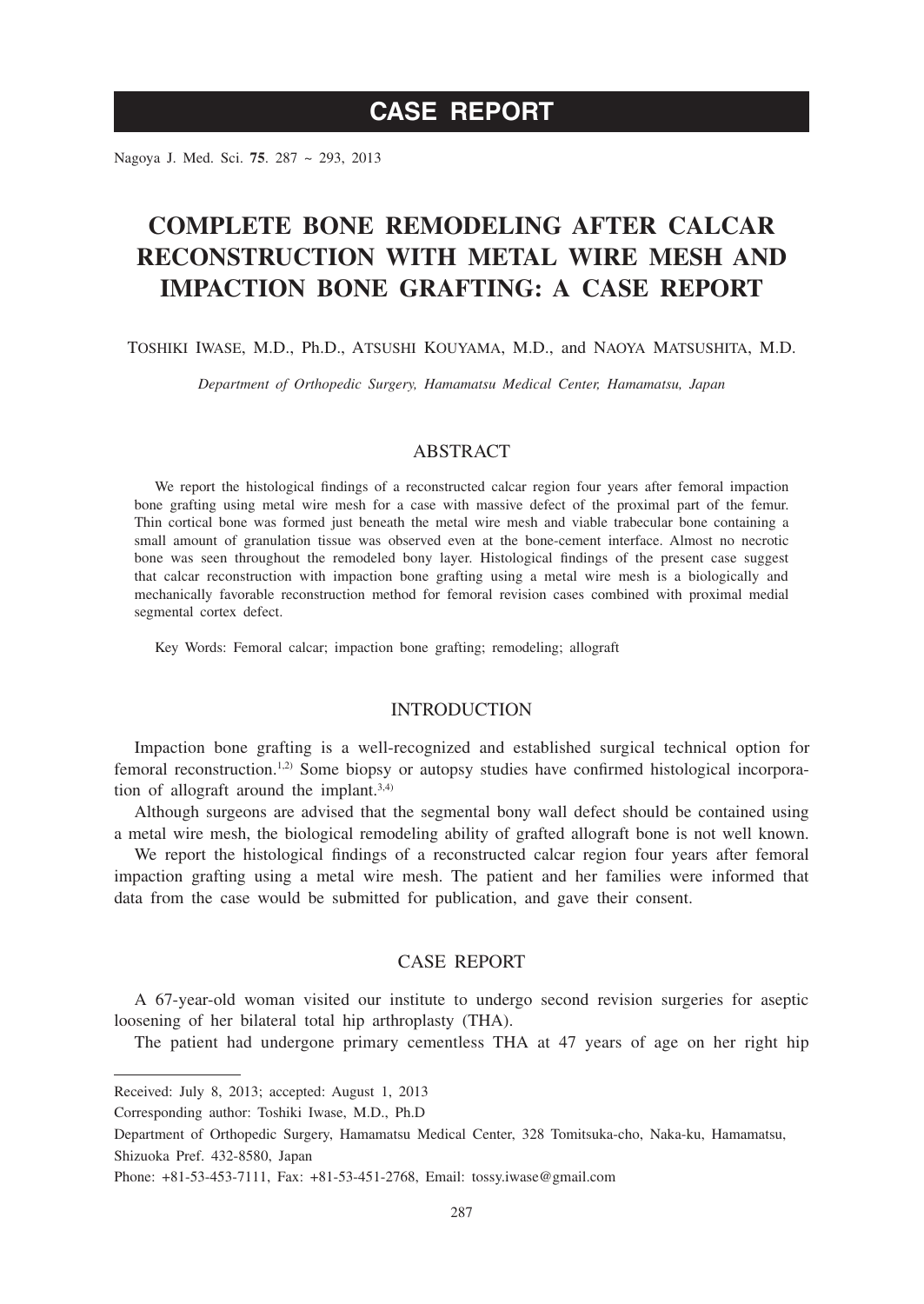# CASE REPORT

# COMPLETE BONE REMODELING AFTER CALCAR RECONSTRUCTION WITH METAL WIRE MESH AND IMPACTION BONE GRAFTING: A CASE REPORT

TOSHIKI IWASE, M.D., Ph.D., ATSUSHI KOUYAMA, M.D., and NAOYA MATSUSHITA, M.D.

*Department of Orthopedic Surgery, Hamamatsu Medical Center, Hamamatsu, Japan*

## ABSTRACT

We report the histological findings of a reconstructed calcar region four years after femoral impaction bone grafting using metal wire mesh for a case with massive defect of the proximal part of the femur. Thin cortical bone was formed just beneath the metal wire mesh and viable trabecular bone containing a small amount of granulation tissue was observed even at the bone-cement interface. Almost no necrotic bone was seen throughout the remodeled bony layer. Histological findings of the present case suggest that calcar reconstruction with impaction bone grafting using a metal wire mesh is a biologically and mechanically favorable reconstruction method for femoral revision cases combined with proximal medial segmental cortex defect.

Key Words: Femoral calcar; impaction bone grafting; remodeling; allograft

## INTRODUCTION

Impaction bone grafting is a well-recognized and established surgical technical option for femoral reconstruction.[1,2] Some biopsy or autopsy studies have confirmed histological incorporation of allograft around the implant.[3,4]

Although surgeons are advised that the segmental bony wall defect should be contained using a metal wire mesh, the biological remodeling ability of grafted allograft bone is not well known.

We report the histological findings of a reconstructed calcar region four years after femoral impaction grafting using a metal wire mesh. The patient and her families were informed that data from the case would be submitted for publication, and gave their consent.

## CASE REPORT

A 67-year-old woman visited our institute to undergo second revision surgeries for aseptic loosening of her bilateral total hip arthroplasty (THA).

The patient had undergone primary cementless THA at 47 years of age on her right hip

---

Received: July 8, 2013; accepted: August 1, 2013

Corresponding author: Toshiki Iwase, M.D., Ph.D

Department of Orthopedic Surgery, Hamamatsu Medical Center, 328 Tomitsuka-cho, Naka-ku, Hamamatsu, Shizuoka Pref. 432-8580, Japan

Phone: +81-53-453-7111, Fax: +81-53-451-2768, Email: tossy.iwase@gmail.com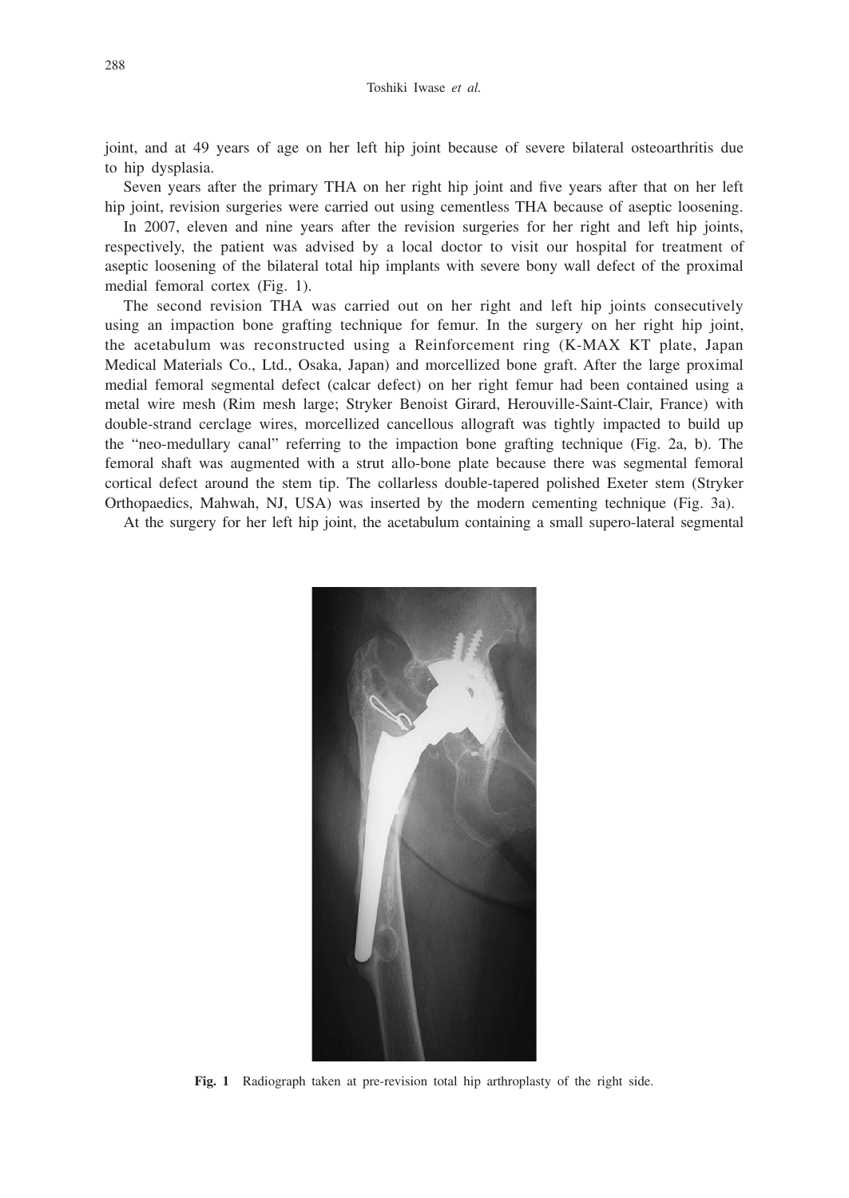joint, and at 49 years of age on her left hip joint because of severe bilateral osteoarthritis due to hip dysplasia.

Seven years after the primary THA on her right hip joint and five years after that on her left hip joint, revision surgeries were carried out using cementless THA because of aseptic loosening.

In 2007, eleven and nine years after the revision surgeries for her right and left hip joints, respectively, the patient was advised by a local doctor to visit our hospital for treatment of aseptic loosening of the bilateral total hip implants with severe bony wall defect of the proximal medial femoral cortex (Fig. 1).

The second revision THA was carried out on her right and left hip joints consecutively using an impaction bone grafting technique for femur. In the surgery on her right hip joint, the acetabulum was reconstructed using a Reinforcement ring (K-MAX KT plate, Japan Medical Materials Co., Ltd., Osaka, Japan) and morcellized bone graft. After the large proximal medial femoral segmental defect (calcar defect) on her right femur had been contained using a metal wire mesh (Rim mesh large; Stryker Benoist Girard, Herouville-Saint-Clair, France) with double-strand cerclage wires, morcellized cancellous allograft was tightly impacted to build up the "neo-medullary canal" referring to the impaction bone grafting technique (Fig. 2a, b). The femoral shaft was augmented with a strut allo-bone plate because there was segmental femoral cortical defect around the stem tip. The collarless double-tapered polished Exeter stem (Stryker Orthopaedics, Mahwah, NJ, USA) was inserted by the modern cementing technique (Fig. 3a).

At the surgery for her left hip joint, the acetabulum containing a small supero-lateral segmental

**Fig. 1** Radiograph taken at pre-revision total hip arthroplasty of the right side.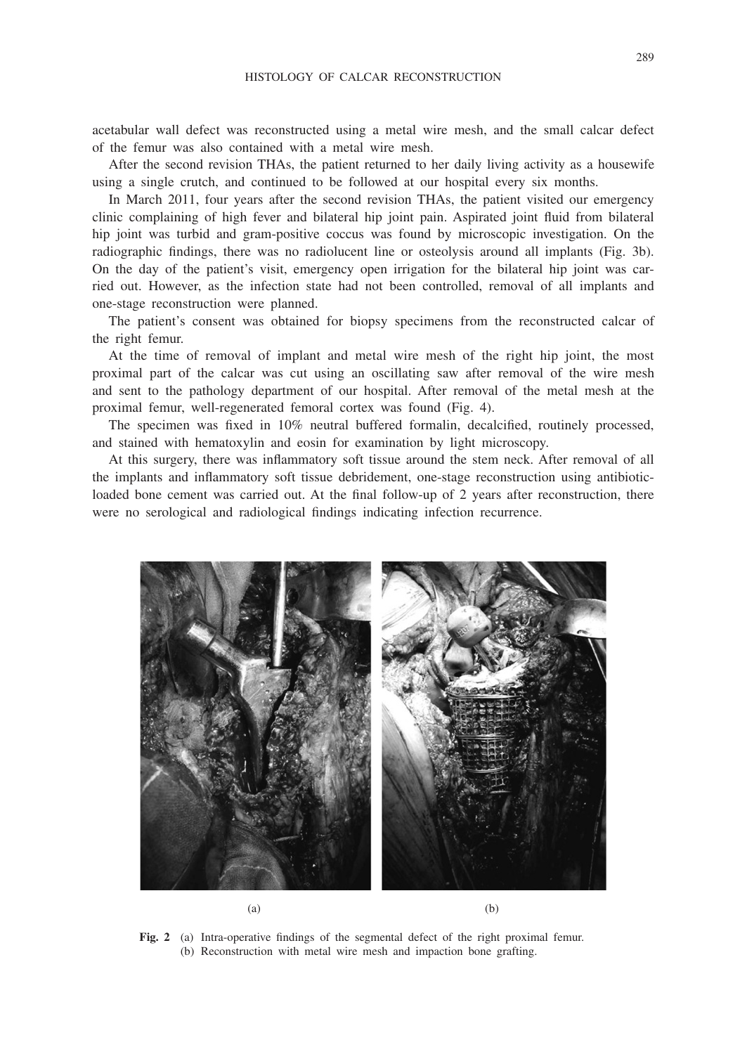acetabular wall defect was reconstructed using a metal wire mesh, and the small calcar defect of the femur was also contained with a metal wire mesh.

After the second revision THAs, the patient returned to her daily living activity as a housewife using a single crutch, and continued to be followed at our hospital every six months.

In March 2011, four years after the second revision THAs, the patient visited our emergency clinic complaining of high fever and bilateral hip joint pain. Aspirated joint fluid from bilateral hip joint was turbid and gram-positive coccus was found by microscopic investigation. On the radiographic findings, there was no radiolucent line or osteolysis around all implants (Fig. 3b). On the day of the patient's visit, emergency open irrigation for the bilateral hip joint was carried out. However, as the infection state had not been controlled, removal of all implants and one-stage reconstruction were planned.

The patient's consent was obtained for biopsy specimens from the reconstructed calcar of the right femur.

At the time of removal of implant and metal wire mesh of the right hip joint, the most proximal part of the calcar was cut using an oscillating saw after removal of the wire mesh and sent to the pathology department of our hospital. After removal of the metal mesh at the proximal femur, well-regenerated femoral cortex was found (Fig. 4).

The specimen was fixed in 10% neutral buffered formalin, decalcified, routinely processed, and stained with hematoxylin and eosin for examination by light microscopy.

At this surgery, there was inflammatory soft tissue around the stem neck. After removal of all the implants and inflammatory soft tissue debridement, one-stage reconstruction using antibiotic-loaded bone cement was carried out. At the final follow-up of 2 years after reconstruction, there were no serological and radiological findings indicating infection recurrence.

(a) (b)

**Fig. 2** (a) Intra-operative findings of the segmental defect of the right proximal femur. (b) Reconstruction with metal wire mesh and impaction bone grafting.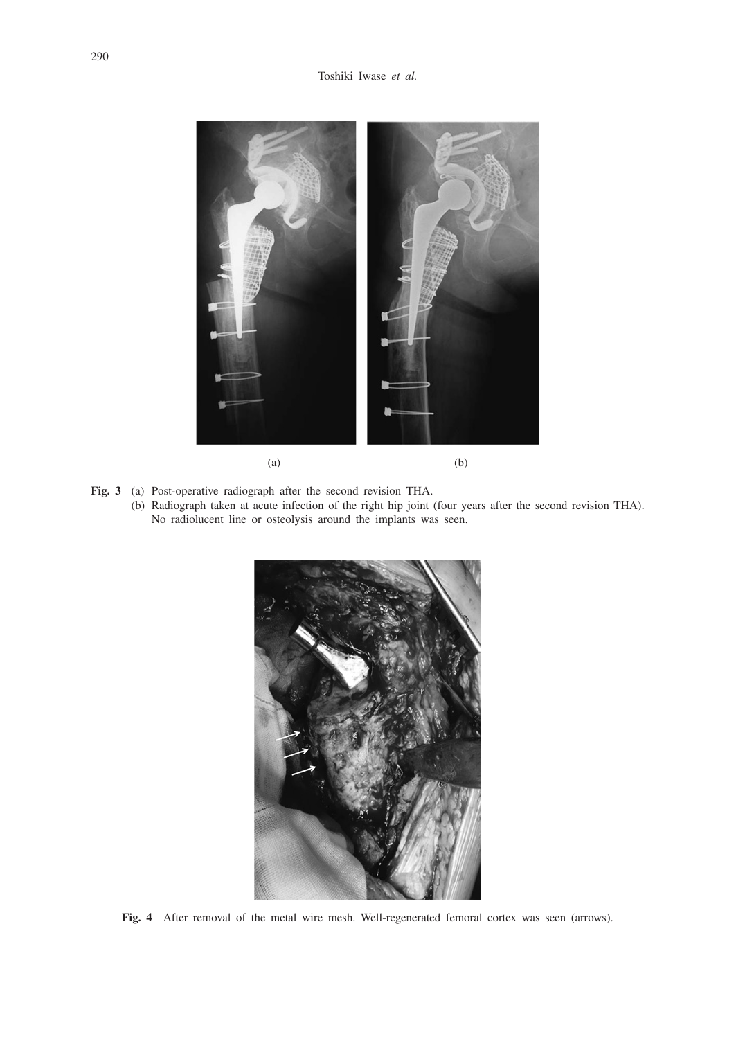(a)

(b)

**Fig. 3** (a) Post-operative radiograph after the second revision THA.
(b) Radiograph taken at acute infection of the right hip joint (four years after the second revision THA). No radiolucent line or osteolysis around the implants was seen.

**Fig. 4** After removal of the metal wire mesh. Well-regenerated femoral cortex was seen (arrows).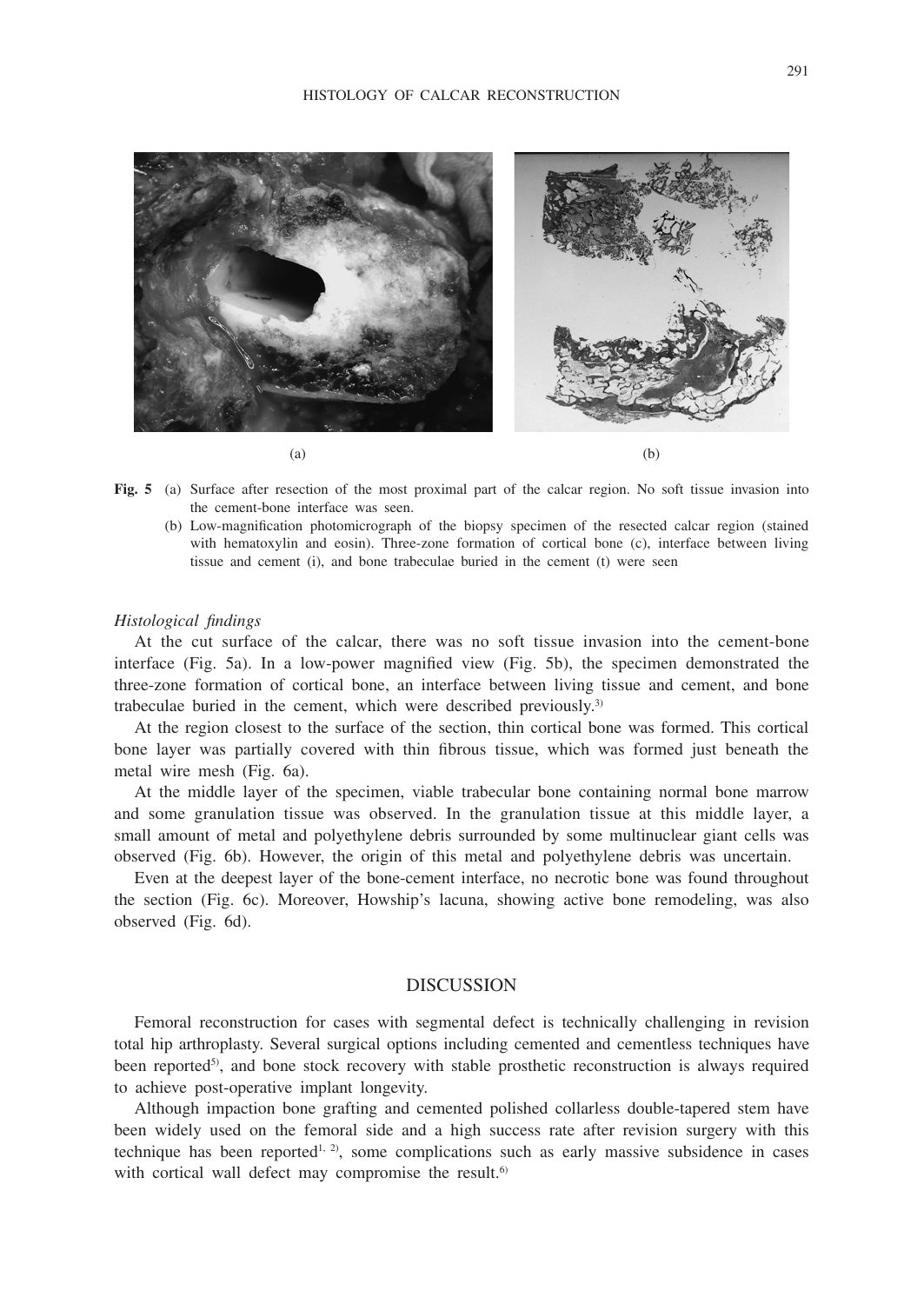**Fig. 5** (a) Surface after resection of the most proximal part of the calcar region. No soft tissue invasion into the cement-bone interface was seen.

(b) Low-magnification photomicrograph of the biopsy specimen of the resected calcar region (stained with hematoxylin and eosin). Three-zone formation of cortical bone (c), interface between living tissue and cement (i), and bone trabeculae buried in the cement (t) were seen

*Histological findings*

At the cut surface of the calcar, there was no soft tissue invasion into the cement-bone interface (Fig. 5a). In a low-power magnified view (Fig. 5b), the specimen demonstrated the three-zone formation of cortical bone, an interface between living tissue and cement, and bone trabeculae buried in the cement, which were described previously.[3]

At the region closest to the surface of the section, thin cortical bone was formed. This cortical bone layer was partially covered with thin fibrous tissue, which was formed just beneath the metal wire mesh (Fig. 6a).

At the middle layer of the specimen, viable trabecular bone containing normal bone marrow and some granulation tissue was observed. In the granulation tissue at this middle layer, a small amount of metal and polyethylene debris surrounded by some multinuclear giant cells was observed (Fig. 6b). However, the origin of this metal and polyethylene debris was uncertain.

Even at the deepest layer of the bone-cement interface, no necrotic bone was found throughout the section (Fig. 6c). Moreover, Howship's lacuna, showing active bone remodeling, was also observed (Fig. 6d).

## DISCUSSION

Femoral reconstruction for cases with segmental defect is technically challenging in revision total hip arthroplasty. Several surgical options including cemented and cementless techniques have been reported[5], and bone stock recovery with stable prosthetic reconstruction is always required to achieve post-operative implant longevity.

Although impaction bone grafting and cemented polished collarless double-tapered stem have been widely used on the femoral side and a high success rate after revision surgery with this technique has been reported[1, 2], some complications such as early massive subsidence in cases with cortical wall defect may compromise the result.[6]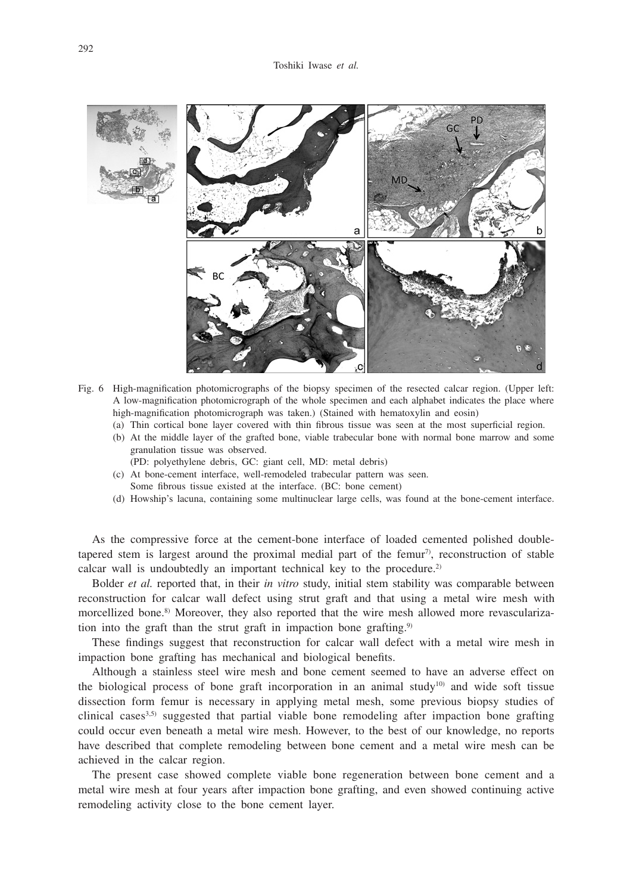Fig. 6 High-magnification photomicrographs of the biopsy specimen of the resected calcar region. (Upper left: A low-magnification photomicrograph of the whole specimen and each alphabet indicates the place where high-magnification photomicrograph was taken.) (Stained with hematoxylin and eosin)

(a) Thin cortical bone layer covered with thin fibrous tissue was seen at the most superficial region.

(b) At the middle layer of the grafted bone, viable trabecular bone with normal bone marrow and some granulation tissue was observed.
(PD: polyethylene debris, GC: giant cell, MD: metal debris)

(c) At bone-cement interface, well-remodeled trabecular pattern was seen.
Some fibrous tissue existed at the interface. (BC: bone cement)

(d) Howship's lacuna, containing some multinuclear large cells, was found at the bone-cement interface.

As the compressive force at the cement-bone interface of loaded cemented polished double-tapered stem is largest around the proximal medial part of the femur[7], reconstruction of stable calcar wall is undoubtedly an important technical key to the procedure.[2]

Bolder *et al.* reported that, in their *in vitro* study, initial stem stability was comparable between reconstruction for calcar wall defect using strut graft and that using a metal wire mesh with morcellized bone.[8] Moreover, they also reported that the wire mesh allowed more revascularization into the graft than the strut graft in impaction bone grafting.[9]

These findings suggest that reconstruction for calcar wall defect with a metal wire mesh in impaction bone grafting has mechanical and biological benefits.

Although a stainless steel wire mesh and bone cement seemed to have an adverse effect on the biological process of bone graft incorporation in an animal study[10] and wide soft tissue dissection form femur is necessary in applying metal mesh, some previous biopsy studies of clinical cases[3,5] suggested that partial viable bone remodeling after impaction bone grafting could occur even beneath a metal wire mesh. However, to the best of our knowledge, no reports have described that complete remodeling between bone cement and a metal wire mesh can be achieved in the calcar region.

The present case showed complete viable bone regeneration between bone cement and a metal wire mesh at four years after impaction bone grafting, and even showed continuing active remodeling activity close to the bone cement layer.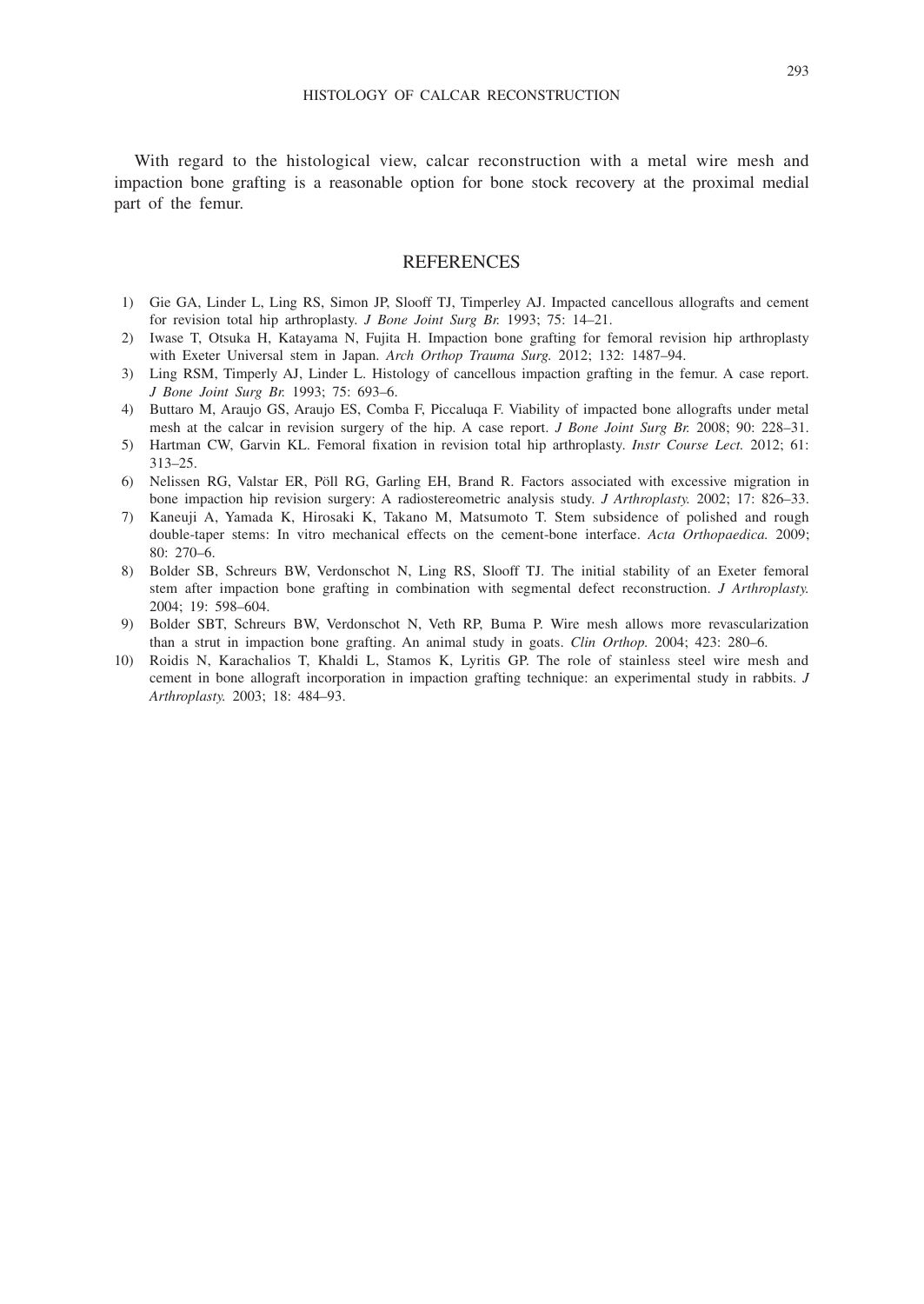With regard to the histological view, calcar reconstruction with a metal wire mesh and impaction bone grafting is a reasonable option for bone stock recovery at the proximal medial part of the femur.

## REFERENCES

1) Gie GA, Linder L, Ling RS, Simon JP, Slooff TJ, Timperley AJ. Impacted cancellous allografts and cement for revision total hip arthroplasty. *J Bone Joint Surg Br.* 1993; 75: 14–21.
2) Iwase T, Otsuka H, Katayama N, Fujita H. Impaction bone grafting for femoral revision hip arthroplasty with Exeter Universal stem in Japan. *Arch Orthop Trauma Surg.* 2012; 132: 1487–94.
3) Ling RSM, Timperly AJ, Linder L. Histology of cancellous impaction grafting in the femur. A case report. *J Bone Joint Surg Br.* 1993; 75: 693–6.
4) Buttaro M, Araujo GS, Araujo ES, Comba F, Piccaluqa F. Viability of impacted bone allografts under metal mesh at the calcar in revision surgery of the hip. A case report. *J Bone Joint Surg Br.* 2008; 90: 228–31.
5) Hartman CW, Garvin KL. Femoral fixation in revision total hip arthroplasty. *Instr Course Lect.* 2012; 61: 313–25.
6) Nelissen RG, Valstar ER, Pöll RG, Garling EH, Brand R. Factors associated with excessive migration in bone impaction hip revision surgery: A radiostereometric analysis study. *J Arthroplasty.* 2002; 17: 826–33.
7) Kaneuji A, Yamada K, Hirosaki K, Takano M, Matsumoto T. Stem subsidence of polished and rough double-taper stems: In vitro mechanical effects on the cement-bone interface. *Acta Orthopaedica.* 2009; 80: 270–6.
8) Bolder SB, Schreurs BW, Verdonschot N, Ling RS, Slooff TJ. The initial stability of an Exeter femoral stem after impaction bone grafting in combination with segmental defect reconstruction. *J Arthroplasty.* 2004; 19: 598–604.
9) Bolder SBT, Schreurs BW, Verdonschot N, Veth RP, Buma P. Wire mesh allows more revascularization than a strut in impaction bone grafting. An animal study in goats. *Clin Orthop.* 2004; 423: 280–6.
10) Roidis N, Karachalios T, Khaldi L, Stamos K, Lyritis GP. The role of stainless steel wire mesh and cement in bone allograft incorporation in impaction grafting technique: an experimental study in rabbits. *J Arthroplasty.* 2003; 18: 484–93.